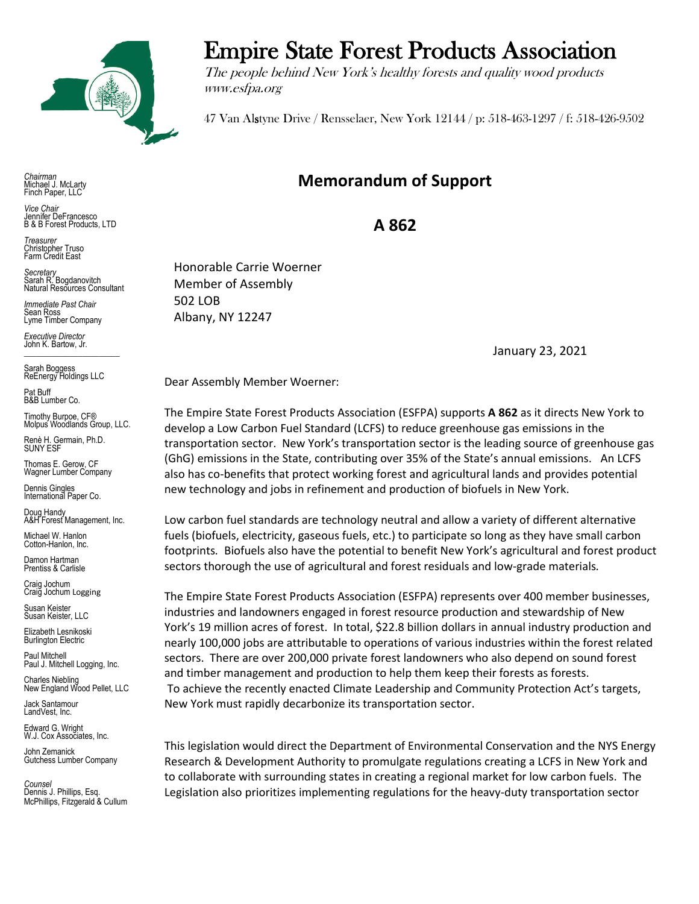# Empire State Forest Products Association

*The people behind New York's healthy forests and quality wood products*
*www.esfpa.org*

47 Van Alstyne Drive / Rensselaer, New York 12144 / p: 518-463-1297 / f: 518-426-9502

*Chairman*
Michael J. McLarty
Finch Paper, LLC

*Vice Chair*
Jennifer DeFrancesco
B & B Forest Products, LTD

*Treasurer*
Christopher Truso
Farm Credit East

*Secretary*
Sarah R. Bogdanovitch
Natural Resources Consultant

*Immediate Past Chair*
Sean Ross
Lyme Timber Company

*Executive Director*
John K. Bartow, Jr.

Sarah Boggess
ReEnergy Holdings LLC

Pat Buff
B&B Lumber Co.

Timothy Burpoe, CF®
Molpus Woodlands Group, LLC.

Renè H. Germain, Ph.D.
SUNY ESF

Thomas E. Gerow, CF
Wagner Lumber Company

Dennis Gingles
International Paper Co.

Doug Handy
A&H Forest Management, Inc.

Michael W. Hanlon
Cotton-Hanlon, Inc.

Damon Hartman
Prentiss & Carlisle

Craig Jochum
Craig Jochum Logging

Susan Keister
Susan Keister, LLC

Elizabeth Lesnikoski
Burlington Electric

Paul Mitchell
Paul J. Mitchell Logging, Inc.

Charles Niebling
New England Wood Pellet, LLC

Jack Santamour
LandVest, Inc.

Edward G. Wright
W.J. Cox Associates, Inc.

John Zemanick
Gutchess Lumber Company

*Counsel*
Dennis J. Phillips, Esq.
McPhillips, Fitzgerald & Cullum

## Memorandum of Support

## A 862

Honorable Carrie Woerner
Member of Assembly
502 LOB
Albany, NY 12247

January 23, 2021

Dear Assembly Member Woerner:

The Empire State Forest Products Association (ESFPA) supports **A 862** as it directs New York to develop a Low Carbon Fuel Standard (LCFS) to reduce greenhouse gas emissions in the transportation sector. New York's transportation sector is the leading source of greenhouse gas (GhG) emissions in the State, contributing over 35% of the State's annual emissions. An LCFS also has co-benefits that protect working forest and agricultural lands and provides potential new technology and jobs in refinement and production of biofuels in New York.

Low carbon fuel standards are technology neutral and allow a variety of different alternative fuels (biofuels, electricity, gaseous fuels, etc.) to participate so long as they have small carbon footprints. Biofuels also have the potential to benefit New York's agricultural and forest product sectors thorough the use of agricultural and forest residuals and low-grade materials.

The Empire State Forest Products Association (ESFPA) represents over 400 member businesses, industries and landowners engaged in forest resource production and stewardship of New York's 19 million acres of forest. In total, $22.8 billion dollars in annual industry production and nearly 100,000 jobs are attributable to operations of various industries within the forest related sectors. There are over 200,000 private forest landowners who also depend on sound forest and timber management and production to help them keep their forests as forests.
To achieve the recently enacted Climate Leadership and Community Protection Act's targets, New York must rapidly decarbonize its transportation sector.

This legislation would direct the Department of Environmental Conservation and the NYS Energy Research & Development Authority to promulgate regulations creating a LCFS in New York and to collaborate with surrounding states in creating a regional market for low carbon fuels. The Legislation also prioritizes implementing regulations for the heavy-duty transportation sector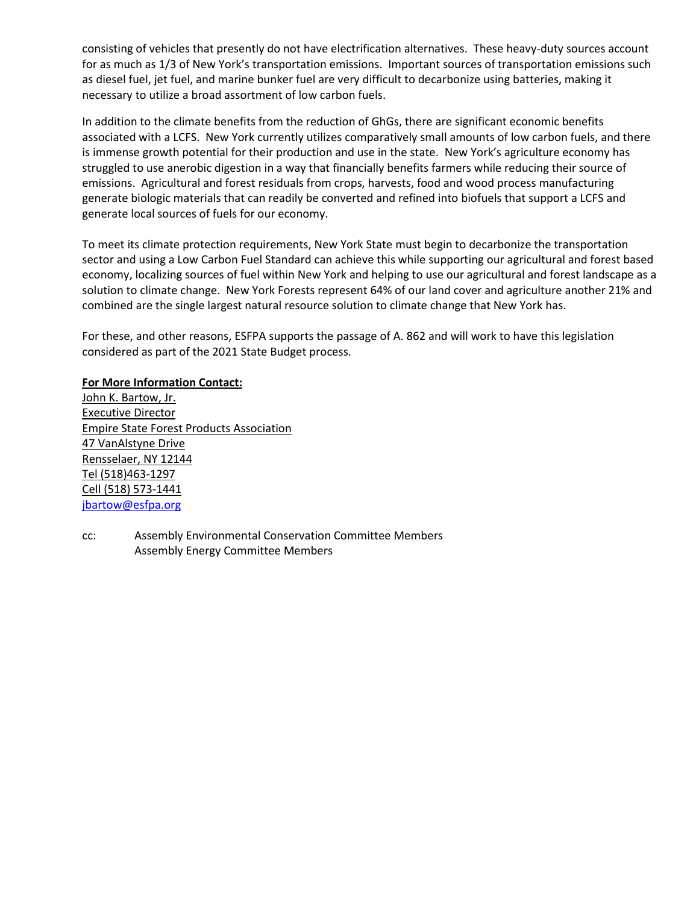consisting of vehicles that presently do not have electrification alternatives. These heavy-duty sources account for as much as 1/3 of New York's transportation emissions. Important sources of transportation emissions such as diesel fuel, jet fuel, and marine bunker fuel are very difficult to decarbonize using batteries, making it necessary to utilize a broad assortment of low carbon fuels.

In addition to the climate benefits from the reduction of GhGs, there are significant economic benefits associated with a LCFS. New York currently utilizes comparatively small amounts of low carbon fuels, and there is immense growth potential for their production and use in the state. New York's agriculture economy has struggled to use anerobic digestion in a way that financially benefits farmers while reducing their source of emissions. Agricultural and forest residuals from crops, harvests, food and wood process manufacturing generate biologic materials that can readily be converted and refined into biofuels that support a LCFS and generate local sources of fuels for our economy.

To meet its climate protection requirements, New York State must begin to decarbonize the transportation sector and using a Low Carbon Fuel Standard can achieve this while supporting our agricultural and forest based economy, localizing sources of fuel within New York and helping to use our agricultural and forest landscape as a solution to climate change. New York Forests represent 64% of our land cover and agriculture another 21% and combined are the single largest natural resource solution to climate change that New York has.

For these, and other reasons, ESFPA supports the passage of A. 862 and will work to have this legislation considered as part of the 2021 State Budget process.

**For More Information Contact:**
John K. Bartow, Jr.
Executive Director
Empire State Forest Products Association
47 VanAlstyne Drive
Rensselaer, NY 12144
Tel (518)463-1297
Cell (518) 573-1441
jbartow@esfpa.org

cc: Assembly Environmental Conservation Committee Members
Assembly Energy Committee Members